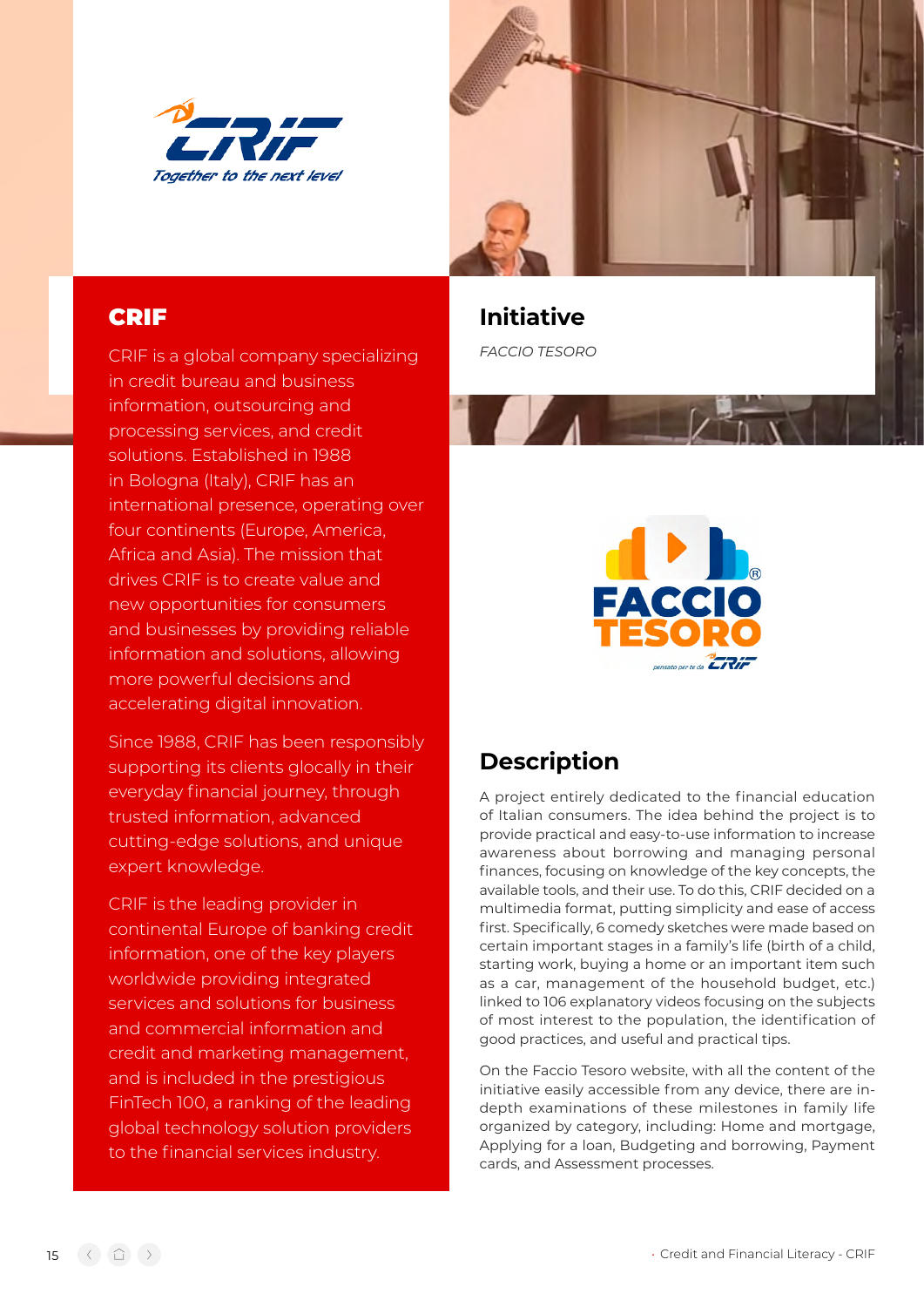## CRIF

CRIF is a global company specializing in credit bureau and business information, outsourcing and processing services, and credit solutions. Established in 1988 in Bologna (Italy), CRIF has an international presence, operating over four continents (Europe, America, Africa and Asia). The mission that drives CRIF is to create value and new opportunities for consumers and businesses by providing reliable information and solutions, allowing more powerful decisions and accelerating digital innovation.

Since 1988, CRIF has been responsibly supporting its clients glocally in their everyday financial journey, through trusted information, advanced cutting-edge solutions, and unique expert knowledge.

CRIF is the leading provider in continental Europe of banking credit information, one of the key players worldwide providing integrated services and solutions for business and commercial information and credit and marketing management, and is included in the prestigious FinTech 100, a ranking of the leading global technology solution providers to the financial services industry.

## Initiative

*FACCIO TESORO*

## Description

A project entirely dedicated to the financial education of Italian consumers. The idea behind the project is to provide practical and easy-to-use information to increase awareness about borrowing and managing personal finances, focusing on knowledge of the key concepts, the available tools, and their use. To do this, CRIF decided on a multimedia format, putting simplicity and ease of access first. Specifically, 6 comedy sketches were made based on certain important stages in a family's life (birth of a child, starting work, buying a home or an important item such as a car, management of the household budget, etc.) linked to 106 explanatory videos focusing on the subjects of most interest to the population, the identification of good practices, and useful and practical tips.

On the Faccio Tesoro website, with all the content of the initiative easily accessible from any device, there are in-depth examinations of these milestones in family life organized by category, including: Home and mortgage, Applying for a loan, Budgeting and borrowing, Payment cards, and Assessment processes.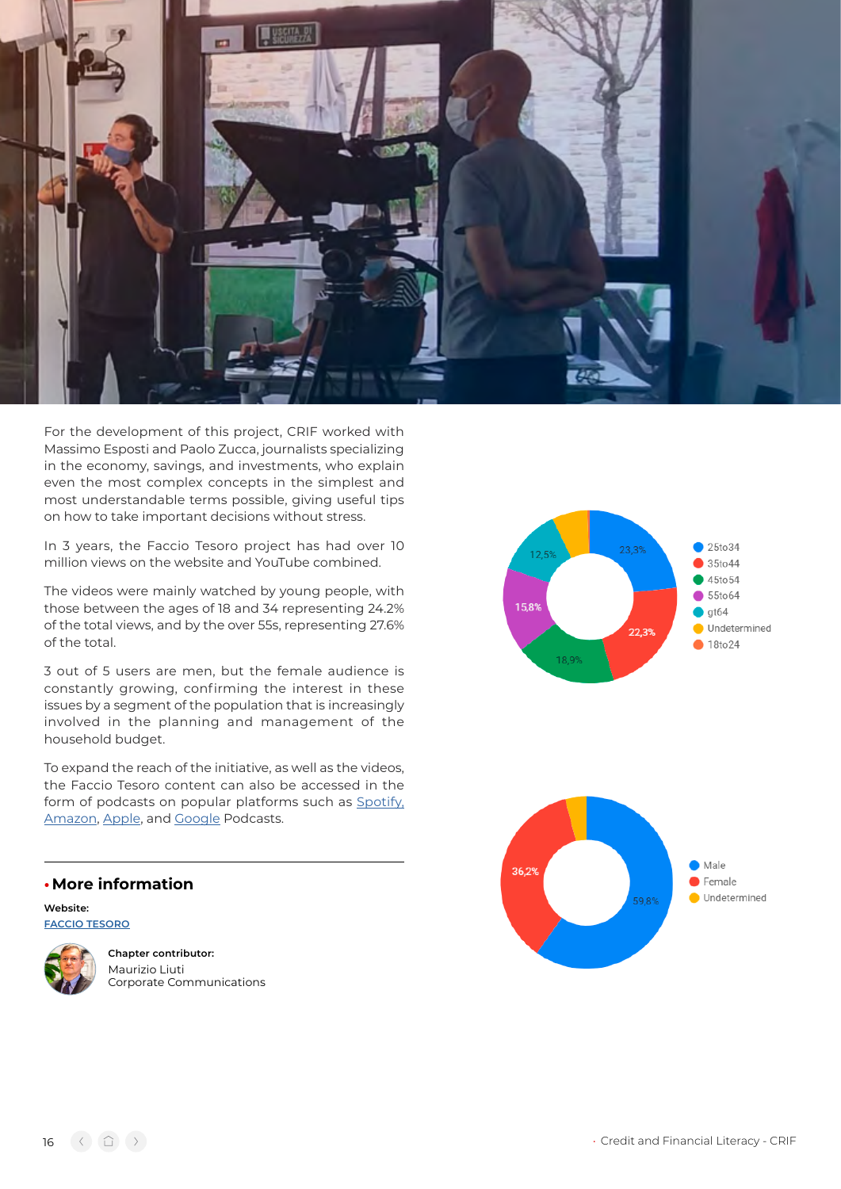For the development of this project, CRIF worked with Massimo Esposti and Paolo Zucca, journalists specializing in the economy, savings, and investments, who explain even the most complex concepts in the simplest and most understandable terms possible, giving useful tips on how to take important decisions without stress.

In 3 years, the Faccio Tesoro project has had over 10 million views on the website and YouTube combined.

The videos were mainly watched by young people, with those between the ages of 18 and 34 representing 24.2% of the total views, and by the over 55s, representing 27.6% of the total.

3 out of 5 users are men, but the female audience is constantly growing, confirming the interest in these issues by a segment of the population that is increasingly involved in the planning and management of the household budget.

To expand the reach of the initiative, as well as the videos, the Faccio Tesoro content can also be accessed in the form of podcasts on popular platforms such as Spotify, Amazon, Apple, and Google Podcasts.

23,3%
22,3%
18,9%
15,8%
12,5%

25to34
35to44
45to54
55to64
gt64
Undetermined
18to24

59,8%
36,2%

Male
Female
Undetermined

## More information

**Website:**
FACCIO TESORO

**Chapter contributor:**
Maurizio Liuti
Corporate Communications